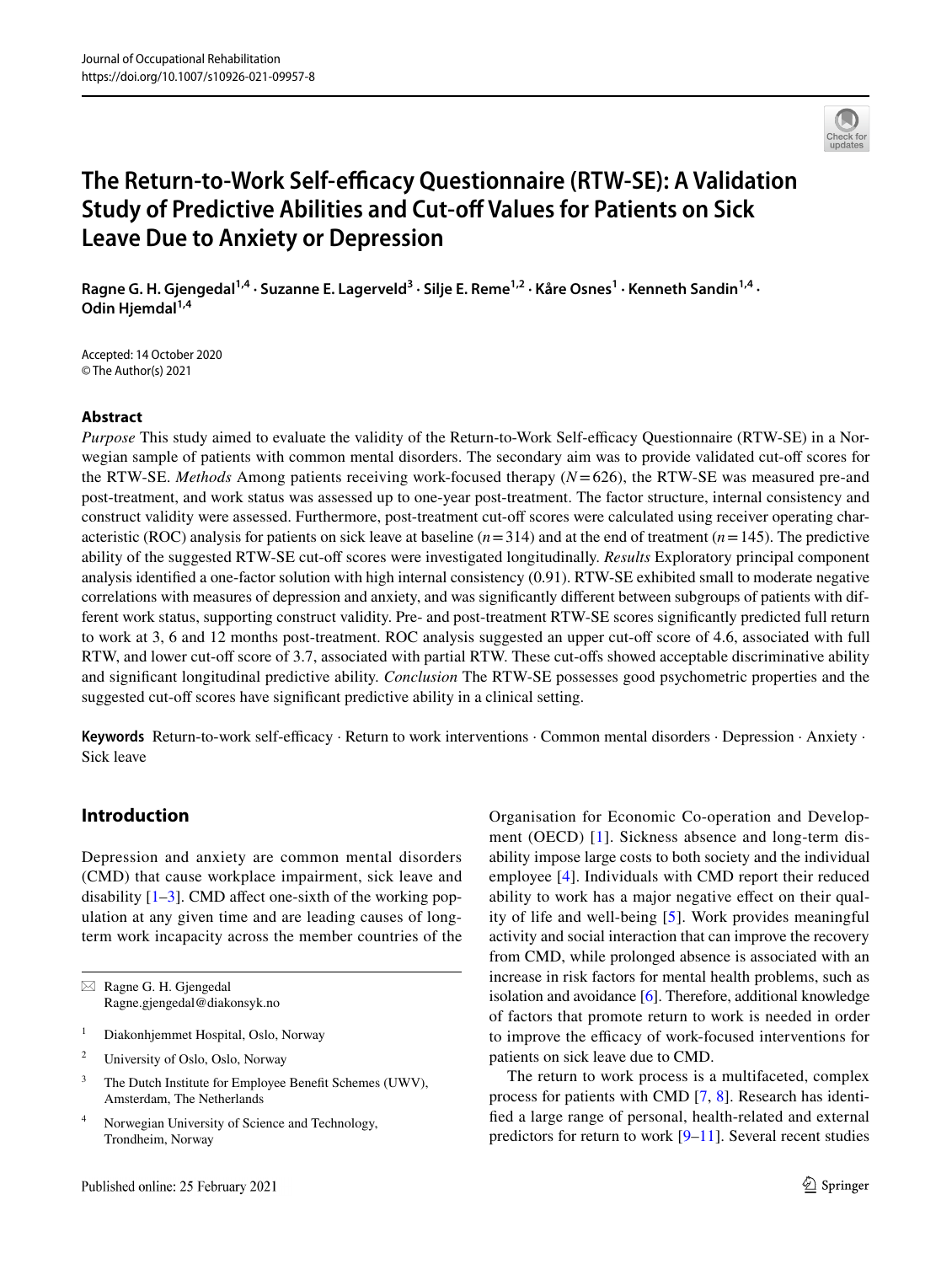# The Return-to-Work Self-efficacy Questionnaire (RTW-SE): A Validation Study of Predictive Abilities and Cut-off Values for Patients on Sick Leave Due to Anxiety or Depression

**Ragne G. H. Gjengedal[1,4] · Suzanne E. Lagerveld[3] · Silje E. Reme[1,2] · Kåre Osnes[1] · Kenneth Sandin[1,4] · Odin Hjemdal[1,4]**

Accepted: 14 October 2020
© The Author(s) 2021

## Abstract

*Purpose* This study aimed to evaluate the validity of the Return-to-Work Self-efficacy Questionnaire (RTW-SE) in a Norwegian sample of patients with common mental disorders. The secondary aim was to provide validated cut-off scores for the RTW-SE. *Methods* Among patients receiving work-focused therapy ($N = 626$), the RTW-SE was measured pre-and post-treatment, and work status was assessed up to one-year post-treatment. The factor structure, internal consistency and construct validity were assessed. Furthermore, post-treatment cut-off scores were calculated using receiver operating characteristic (ROC) analysis for patients on sick leave at baseline ($n = 314$) and at the end of treatment ($n = 145$). The predictive ability of the suggested RTW-SE cut-off scores were investigated longitudinally. *Results* Exploratory principal component analysis identified a one-factor solution with high internal consistency (0.91). RTW-SE exhibited small to moderate negative correlations with measures of depression and anxiety, and was significantly different between subgroups of patients with different work status, supporting construct validity. Pre- and post-treatment RTW-SE scores significantly predicted full return to work at 3, 6 and 12 months post-treatment. ROC analysis suggested an upper cut-off score of 4.6, associated with full RTW, and lower cut-off score of 3.7, associated with partial RTW. These cut-offs showed acceptable discriminative ability and significant longitudinal predictive ability. *Conclusion* The RTW-SE possesses good psychometric properties and the suggested cut-off scores have significant predictive ability in a clinical setting.

**Keywords** Return-to-work self-efficacy · Return to work interventions · Common mental disorders · Depression · Anxiety · Sick leave

## Introduction

Depression and anxiety are common mental disorders (CMD) that cause workplace impairment, sick leave and disability [1–3]. CMD affect one-sixth of the working population at any given time and are leading causes of long-term work incapacity across the member countries of the Organisation for Economic Co-operation and Development (OECD) [1]. Sickness absence and long-term disability impose large costs to both society and the individual employee [4]. Individuals with CMD report their reduced ability to work has a major negative effect on their quality of life and well-being [5]. Work provides meaningful activity and social interaction that can improve the recovery from CMD, while prolonged absence is associated with an increase in risk factors for mental health problems, such as isolation and avoidance [6]. Therefore, additional knowledge of factors that promote return to work is needed in order to improve the efficacy of work-focused interventions for patients on sick leave due to CMD.

The return to work process is a multifaceted, complex process for patients with CMD [7, 8]. Research has identified a large range of personal, health-related and external predictors for return to work [9–11]. Several recent studies

---

✉ Ragne G. H. Gjengedal
Ragne.gjengedal@diakonsyk.no

1 Diakonhjemmet Hospital, Oslo, Norway

2 University of Oslo, Oslo, Norway

3 The Dutch Institute for Employee Benefit Schemes (UWV), Amsterdam, The Netherlands

4 Norwegian University of Science and Technology, Trondheim, Norway

Published online: 25 February 2021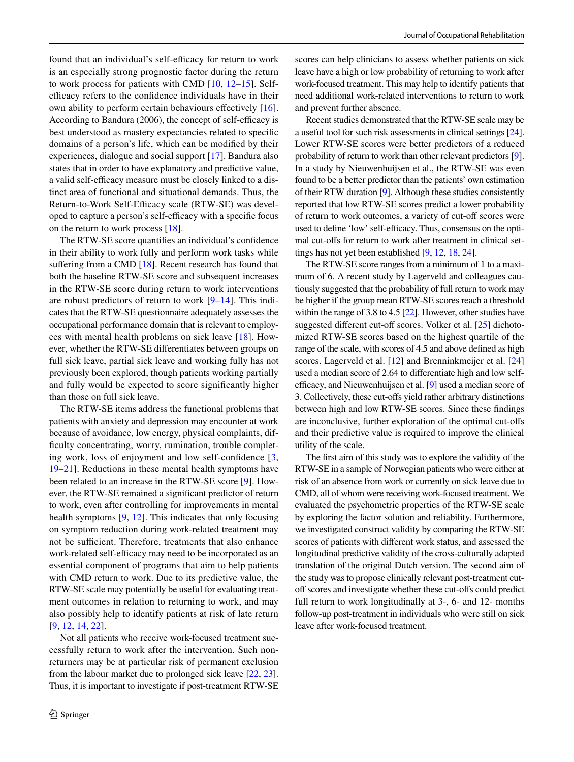found that an individual's self-efficacy for return to work is an especially strong prognostic factor during the return to work process for patients with CMD [10, 12–15]. Self-efficacy refers to the confidence individuals have in their own ability to perform certain behaviours effectively [16]. According to Bandura (2006), the concept of self-efficacy is best understood as mastery expectancies related to specific domains of a person's life, which can be modified by their experiences, dialogue and social support [17]. Bandura also states that in order to have explanatory and predictive value, a valid self-efficacy measure must be closely linked to a distinct area of functional and situational demands. Thus, the Return-to-Work Self-Efficacy scale (RTW-SE) was developed to capture a person's self-efficacy with a specific focus on the return to work process [18].

The RTW-SE score quantifies an individual's confidence in their ability to work fully and perform work tasks while suffering from a CMD [18]. Recent research has found that both the baseline RTW-SE score and subsequent increases in the RTW-SE score during return to work interventions are robust predictors of return to work [9–14]. This indicates that the RTW-SE questionnaire adequately assesses the occupational performance domain that is relevant to employees with mental health problems on sick leave [18]. However, whether the RTW-SE differentiates between groups on full sick leave, partial sick leave and working fully has not previously been explored, though patients working partially and fully would be expected to score significantly higher than those on full sick leave.

The RTW-SE items address the functional problems that patients with anxiety and depression may encounter at work because of avoidance, low energy, physical complaints, difficulty concentrating, worry, rumination, trouble completing work, loss of enjoyment and low self-confidence [3, 19–21]. Reductions in these mental health symptoms have been related to an increase in the RTW-SE score [9]. However, the RTW-SE remained a significant predictor of return to work, even after controlling for improvements in mental health symptoms [9, 12]. This indicates that only focusing on symptom reduction during work-related treatment may not be sufficient. Therefore, treatments that also enhance work-related self-efficacy may need to be incorporated as an essential component of programs that aim to help patients with CMD return to work. Due to its predictive value, the RTW-SE scale may potentially be useful for evaluating treatment outcomes in relation to returning to work, and may also possibly help to identify patients at risk of late return [9, 12, 14, 22].

Not all patients who receive work-focused treatment successfully return to work after the intervention. Such non-returners may be at particular risk of permanent exclusion from the labour market due to prolonged sick leave [22, 23]. Thus, it is important to investigate if post-treatment RTW-SE scores can help clinicians to assess whether patients on sick leave have a high or low probability of returning to work after work-focused treatment. This may help to identify patients that need additional work-related interventions to return to work and prevent further absence.

Recent studies demonstrated that the RTW-SE scale may be a useful tool for such risk assessments in clinical settings [24]. Lower RTW-SE scores were better predictors of a reduced probability of return to work than other relevant predictors [9]. In a study by Nieuwenhuijsen et al., the RTW-SE was even found to be a better predictor than the patients' own estimation of their RTW duration [9]. Although these studies consistently reported that low RTW-SE scores predict a lower probability of return to work outcomes, a variety of cut-off scores were used to define 'low' self-efficacy. Thus, consensus on the optimal cut-offs for return to work after treatment in clinical settings has not yet been established [9, 12, 18, 24].

The RTW-SE score ranges from a minimum of 1 to a maximum of 6. A recent study by Lagerveld and colleagues cautiously suggested that the probability of full return to work may be higher if the group mean RTW-SE scores reach a threshold within the range of 3.8 to 4.5 [22]. However, other studies have suggested different cut-off scores. Volker et al. [25] dichotomized RTW-SE scores based on the highest quartile of the range of the scale, with scores of 4.5 and above defined as high scores. Lagerveld et al. [12] and Brenninkmeijer et al. [24] used a median score of 2.64 to differentiate high and low self-efficacy, and Nieuwenhuijsen et al. [9] used a median score of 3. Collectively, these cut-offs yield rather arbitrary distinctions between high and low RTW-SE scores. Since these findings are inconclusive, further exploration of the optimal cut-offs and their predictive value is required to improve the clinical utility of the scale.

The first aim of this study was to explore the validity of the RTW-SE in a sample of Norwegian patients who were either at risk of an absence from work or currently on sick leave due to CMD, all of whom were receiving work-focused treatment. We evaluated the psychometric properties of the RTW-SE scale by exploring the factor solution and reliability. Furthermore, we investigated construct validity by comparing the RTW-SE scores of patients with different work status, and assessed the longitudinal predictive validity of the cross-culturally adapted translation of the original Dutch version. The second aim of the study was to propose clinically relevant post-treatment cut-off scores and investigate whether these cut-offs could predict full return to work longitudinally at 3-, 6- and 12- months follow-up post-treatment in individuals who were still on sick leave after work-focused treatment.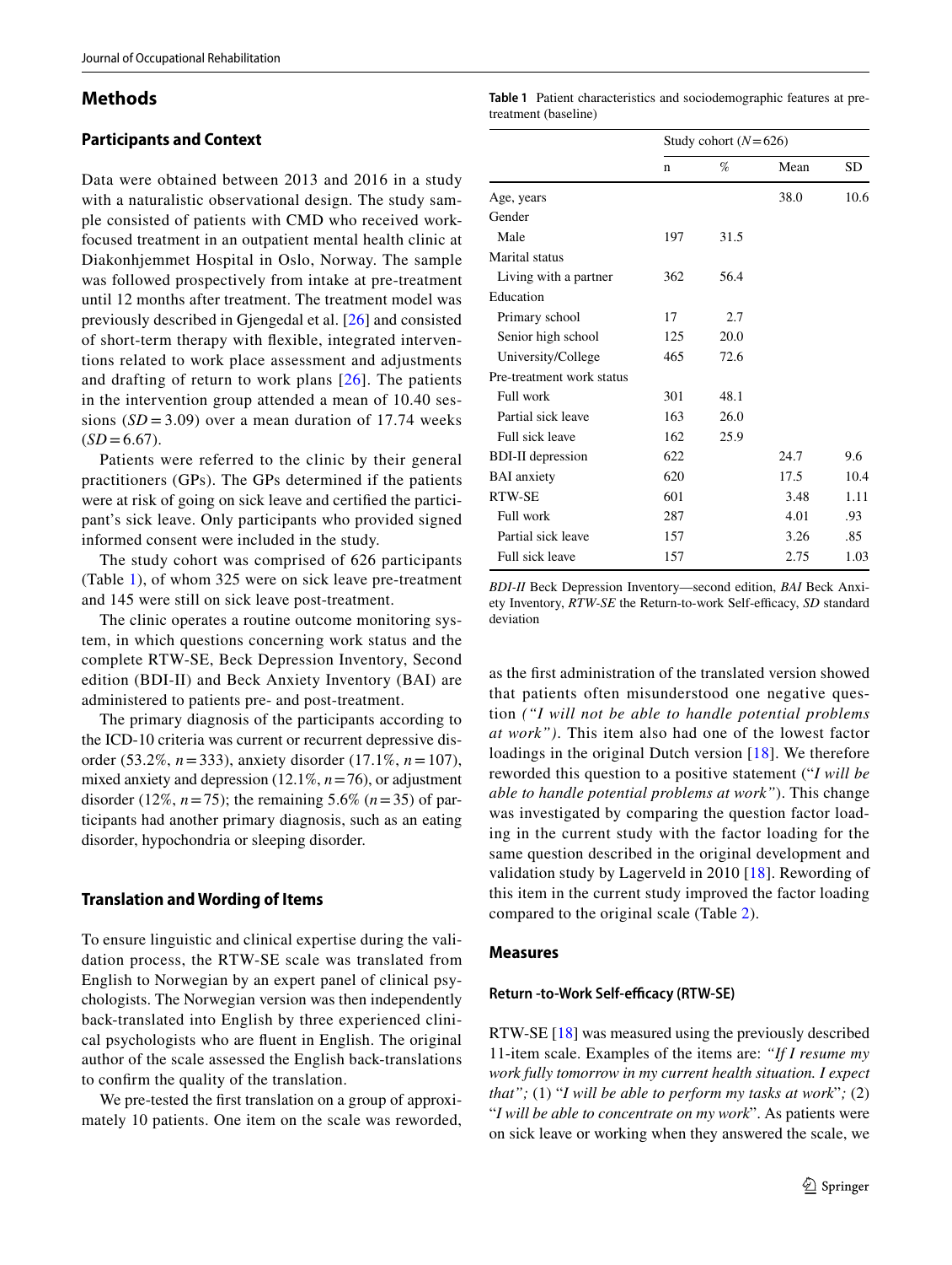## Methods

### Participants and Context

Data were obtained between 2013 and 2016 in a study with a naturalistic observational design. The study sample consisted of patients with CMD who received work-focused treatment in an outpatient mental health clinic at Diakonhjemmet Hospital in Oslo, Norway. The sample was followed prospectively from intake at pre-treatment until 12 months after treatment. The treatment model was previously described in Gjengedal et al. [26] and consisted of short-term therapy with flexible, integrated interventions related to work place assessment and adjustments and drafting of return to work plans [26]. The patients in the intervention group attended a mean of 10.40 sessions ($SD = 3.09$) over a mean duration of 17.74 weeks ($SD = 6.67$).

Patients were referred to the clinic by their general practitioners (GPs). The GPs determined if the patients were at risk of going on sick leave and certified the participant's sick leave. Only participants who provided signed informed consent were included in the study.

The study cohort was comprised of 626 participants (Table 1), of whom 325 were on sick leave pre-treatment and 145 were still on sick leave post-treatment.

The clinic operates a routine outcome monitoring system, in which questions concerning work status and the complete RTW-SE, Beck Depression Inventory, Second edition (BDI-II) and Beck Anxiety Inventory (BAI) are administered to patients pre- and post-treatment.

The primary diagnosis of the participants according to the ICD-10 criteria was current or recurrent depressive disorder (53.2%, $n = 333$), anxiety disorder (17.1%, $n = 107$), mixed anxiety and depression (12.1%, $n = 76$), or adjustment disorder (12%, $n = 75$); the remaining 5.6% ($n = 35$) of participants had another primary diagnosis, such as an eating disorder, hypochondria or sleeping disorder.

### Translation and Wording of Items

To ensure linguistic and clinical expertise during the validation process, the RTW-SE scale was translated from English to Norwegian by an expert panel of clinical psychologists. The Norwegian version was then independently back-translated into English by three experienced clinical psychologists who are fluent in English. The original author of the scale assessed the English back-translations to confirm the quality of the translation.

We pre-tested the first translation on a group of approximately 10 patients. One item on the scale was reworded, as the first administration of the translated version showed that patients often misunderstood one negative question *("I will not be able to handle potential problems at work")*. This item also had one of the lowest factor loadings in the original Dutch version [18]. We therefore reworded this question to a positive statement ("*I will be able to handle potential problems at work"*). This change was investigated by comparing the question factor loading in the current study with the factor loading for the same question described in the original development and validation study by Lagerveld in 2010 [18]. Rewording of this item in the current study improved the factor loading compared to the original scale (Table 2).

**Table 1** Patient characteristics and sociodemographic features at pre-treatment (baseline)

| | Study cohort ($N = 626$) | | | |
|---|---|---|---|---|
| | n | % | Mean | SD |
| Age, years | | | 38.0 | 10.6 |
| Gender | | | | |
| Male | 197 | 31.5 | | |
| Marital status | | | | |
| Living with a partner | 362 | 56.4 | | |
| Education | | | | |
| Primary school | 17 | 2.7 | | |
| Senior high school | 125 | 20.0 | | |
| University/College | 465 | 72.6 | | |
| Pre-treatment work status | | | | |
| Full work | 301 | 48.1 | | |
| Partial sick leave | 163 | 26.0 | | |
| Full sick leave | 162 | 25.9 | | |
| BDI-II depression | 622 | | 24.7 | 9.6 |
| BAI anxiety | 620 | | 17.5 | 10.4 |
| RTW-SE | 601 | | 3.48 | 1.11 |
| Full work | 287 | | 4.01 | .93 |
| Partial sick leave | 157 | | 3.26 | .85 |
| Full sick leave | 157 | | 2.75 | 1.03 |

*BDI-II* Beck Depression Inventory—second edition, *BAI* Beck Anxiety Inventory, *RTW-SE* the Return-to-work Self-efficacy, *SD* standard deviation

### Measures

#### Return -to-Work Self-efficacy (RTW-SE)

RTW-SE [18] was measured using the previously described 11-item scale. Examples of the items are: *"If I resume my work fully tomorrow in my current health situation. I expect that";* (1) "*I will be able to perform my tasks at work*"; (2) "*I will be able to concentrate on my work*". As patients were on sick leave or working when they answered the scale, we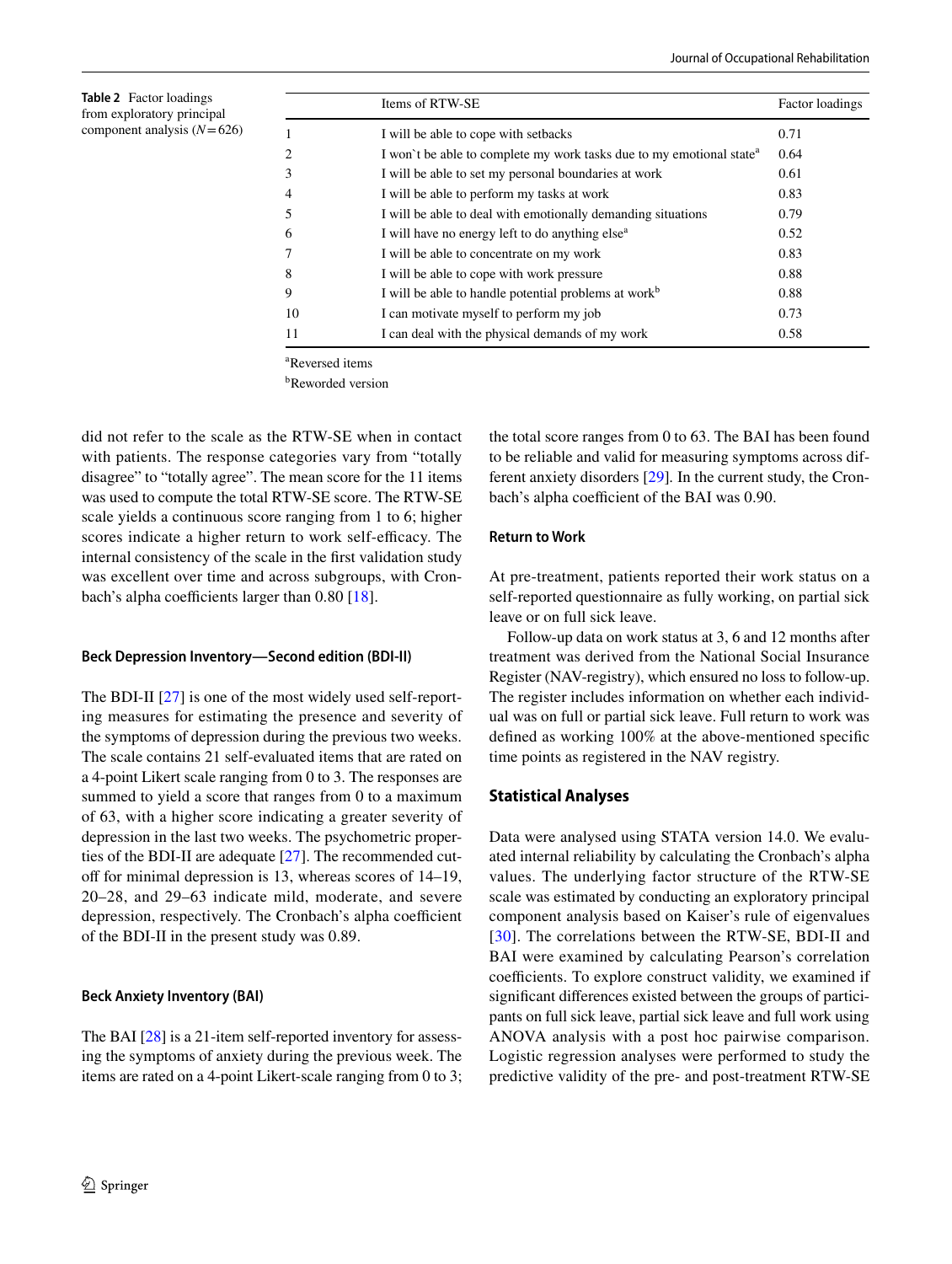**Table 2** Factor loadings from exploratory principal component analysis ($N = 626$)

| | Items of RTW-SE | Factor loadings |
|---|---|---|
| 1 | I will be able to cope with setbacks | 0.71 |
| 2 | I won`t be able to complete my work tasks due to my emotional state[a] | 0.64 |
| 3 | I will be able to set my personal boundaries at work | 0.61 |
| 4 | I will be able to perform my tasks at work | 0.83 |
| 5 | I will be able to deal with emotionally demanding situations | 0.79 |
| 6 | I will have no energy left to do anything else[a] | 0.52 |
| 7 | I will be able to concentrate on my work | 0.83 |
| 8 | I will be able to cope with work pressure | 0.88 |
| 9 | I will be able to handle potential problems at work[b] | 0.88 |
| 10 | I can motivate myself to perform my job | 0.73 |
| 11 | I can deal with the physical demands of my work | 0.58 |

[a]Reversed items

[b]Reworded version

did not refer to the scale as the RTW-SE when in contact with patients. The response categories vary from "totally disagree" to "totally agree". The mean score for the 11 items was used to compute the total RTW-SE score. The RTW-SE scale yields a continuous score ranging from 1 to 6; higher scores indicate a higher return to work self-efficacy. The internal consistency of the scale in the first validation study was excellent over time and across subgroups, with Cronbach's alpha coefficients larger than 0.80 [18].

#### Beck Depression Inventory—Second edition (BDI-II)

The BDI-II [27] is one of the most widely used self-reporting measures for estimating the presence and severity of the symptoms of depression during the previous two weeks. The scale contains 21 self-evaluated items that are rated on a 4-point Likert scale ranging from 0 to 3. The responses are summed to yield a score that ranges from 0 to a maximum of 63, with a higher score indicating a greater severity of depression in the last two weeks. The psychometric properties of the BDI-II are adequate [27]. The recommended cut-off for minimal depression is 13, whereas scores of 14–19, 20–28, and 29–63 indicate mild, moderate, and severe depression, respectively. The Cronbach's alpha coefficient of the BDI-II in the present study was 0.89.

#### Beck Anxiety Inventory (BAI)

The BAI [28] is a 21-item self-reported inventory for assessing the symptoms of anxiety during the previous week. The items are rated on a 4-point Likert-scale ranging from 0 to 3; the total score ranges from 0 to 63. The BAI has been found to be reliable and valid for measuring symptoms across different anxiety disorders [29]. In the current study, the Cronbach's alpha coefficient of the BAI was 0.90.

#### Return to Work

At pre-treatment, patients reported their work status on a self-reported questionnaire as fully working, on partial sick leave or on full sick leave.

Follow-up data on work status at 3, 6 and 12 months after treatment was derived from the National Social Insurance Register (NAV-registry), which ensured no loss to follow-up. The register includes information on whether each individual was on full or partial sick leave. Full return to work was defined as working 100% at the above-mentioned specific time points as registered in the NAV registry.

### Statistical Analyses

Data were analysed using STATA version 14.0. We evaluated internal reliability by calculating the Cronbach's alpha values. The underlying factor structure of the RTW-SE scale was estimated by conducting an exploratory principal component analysis based on Kaiser's rule of eigenvalues [30]. The correlations between the RTW-SE, BDI-II and BAI were examined by calculating Pearson's correlation coefficients. To explore construct validity, we examined if significant differences existed between the groups of participants on full sick leave, partial sick leave and full work using ANOVA analysis with a post hoc pairwise comparison. Logistic regression analyses were performed to study the predictive validity of the pre- and post-treatment RTW-SE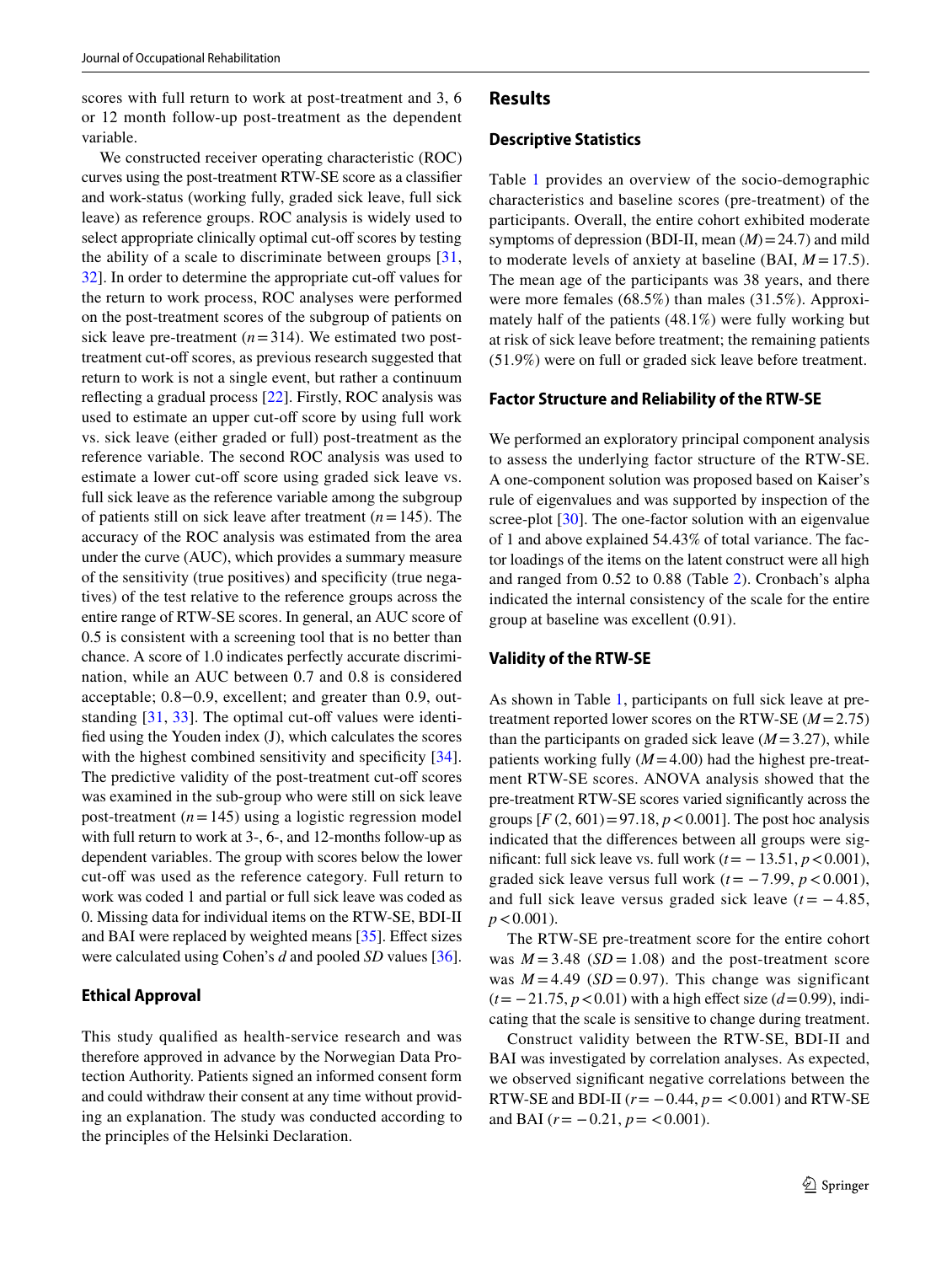scores with full return to work at post-treatment and 3, 6 or 12 month follow-up post-treatment as the dependent variable.

We constructed receiver operating characteristic (ROC) curves using the post-treatment RTW-SE score as a classifier and work-status (working fully, graded sick leave, full sick leave) as reference groups. ROC analysis is widely used to select appropriate clinically optimal cut-off scores by testing the ability of a scale to discriminate between groups [31, 32]. In order to determine the appropriate cut-off values for the return to work process, ROC analyses were performed on the post-treatment scores of the subgroup of patients on sick leave pre-treatment ($n = 314$). We estimated two post-treatment cut-off scores, as previous research suggested that return to work is not a single event, but rather a continuum reflecting a gradual process [22]. Firstly, ROC analysis was used to estimate an upper cut-off score by using full work vs. sick leave (either graded or full) post-treatment as the reference variable. The second ROC analysis was used to estimate a lower cut-off score using graded sick leave vs. full sick leave as the reference variable among the subgroup of patients still on sick leave after treatment ($n = 145$). The accuracy of the ROC analysis was estimated from the area under the curve (AUC), which provides a summary measure of the sensitivity (true positives) and specificity (true negatives) of the test relative to the reference groups across the entire range of RTW-SE scores. In general, an AUC score of 0.5 is consistent with a screening tool that is no better than chance. A score of 1.0 indicates perfectly accurate discrimination, while an AUC between 0.7 and 0.8 is considered acceptable; 0.8−0.9, excellent; and greater than 0.9, outstanding [31, 33]. The optimal cut-off values were identified using the Youden index (J), which calculates the scores with the highest combined sensitivity and specificity [34]. The predictive validity of the post-treatment cut-off scores was examined in the sub-group who were still on sick leave post-treatment ($n = 145$) using a logistic regression model with full return to work at 3-, 6-, and 12-months follow-up as dependent variables. The group with scores below the lower cut-off was used as the reference category. Full return to work was coded 1 and partial or full sick leave was coded as 0. Missing data for individual items on the RTW-SE, BDI-II and BAI were replaced by weighted means [35]. Effect sizes were calculated using Cohen's *d* and pooled *SD* values [36].

## Ethical Approval

This study qualified as health-service research and was therefore approved in advance by the Norwegian Data Protection Authority. Patients signed an informed consent form and could withdraw their consent at any time without providing an explanation. The study was conducted according to the principles of the Helsinki Declaration.

# Results

## Descriptive Statistics

Table 1 provides an overview of the socio-demographic characteristics and baseline scores (pre-treatment) of the participants. Overall, the entire cohort exhibited moderate symptoms of depression (BDI-II, mean ($M$) = 24.7) and mild to moderate levels of anxiety at baseline (BAI, $M = 17.5$). The mean age of the participants was 38 years, and there were more females (68.5%) than males (31.5%). Approximately half of the patients (48.1%) were fully working but at risk of sick leave before treatment; the remaining patients (51.9%) were on full or graded sick leave before treatment.

## Factor Structure and Reliability of the RTW-SE

We performed an exploratory principal component analysis to assess the underlying factor structure of the RTW-SE. A one-component solution was proposed based on Kaiser's rule of eigenvalues and was supported by inspection of the scree-plot [30]. The one-factor solution with an eigenvalue of 1 and above explained 54.43% of total variance. The factor loadings of the items on the latent construct were all high and ranged from 0.52 to 0.88 (Table 2). Cronbach's alpha indicated the internal consistency of the scale for the entire group at baseline was excellent (0.91).

## Validity of the RTW-SE

As shown in Table 1, participants on full sick leave at pre-treatment reported lower scores on the RTW-SE ($M = 2.75$) than the participants on graded sick leave ($M = 3.27$), while patients working fully ($M = 4.00$) had the highest pre-treatment RTW-SE scores. ANOVA analysis showed that the pre-treatment RTW-SE scores varied significantly across the groups [$F\,(2, 601) = 97.18$, $p < 0.001$]. The post hoc analysis indicated that the differences between all groups were significant: full sick leave vs. full work ($t = -13.51$, $p < 0.001$), graded sick leave versus full work ($t = -7.99$, $p < 0.001$), and full sick leave versus graded sick leave ($t = -4.85$, $p < 0.001$).

The RTW-SE pre-treatment score for the entire cohort was $M = 3.48$ ($SD = 1.08$) and the post-treatment score was $M = 4.49$ ($SD = 0.97$). This change was significant ($t = -21.75$, $p < 0.01$) with a high effect size ($d = 0.99$), indicating that the scale is sensitive to change during treatment.

Construct validity between the RTW-SE, BDI-II and BAI was investigated by correlation analyses. As expected, we observed significant negative correlations between the RTW-SE and BDI-II ($r = -0.44$, $p = < 0.001$) and RTW-SE and BAI ($r = -0.21$, $p = < 0.001$).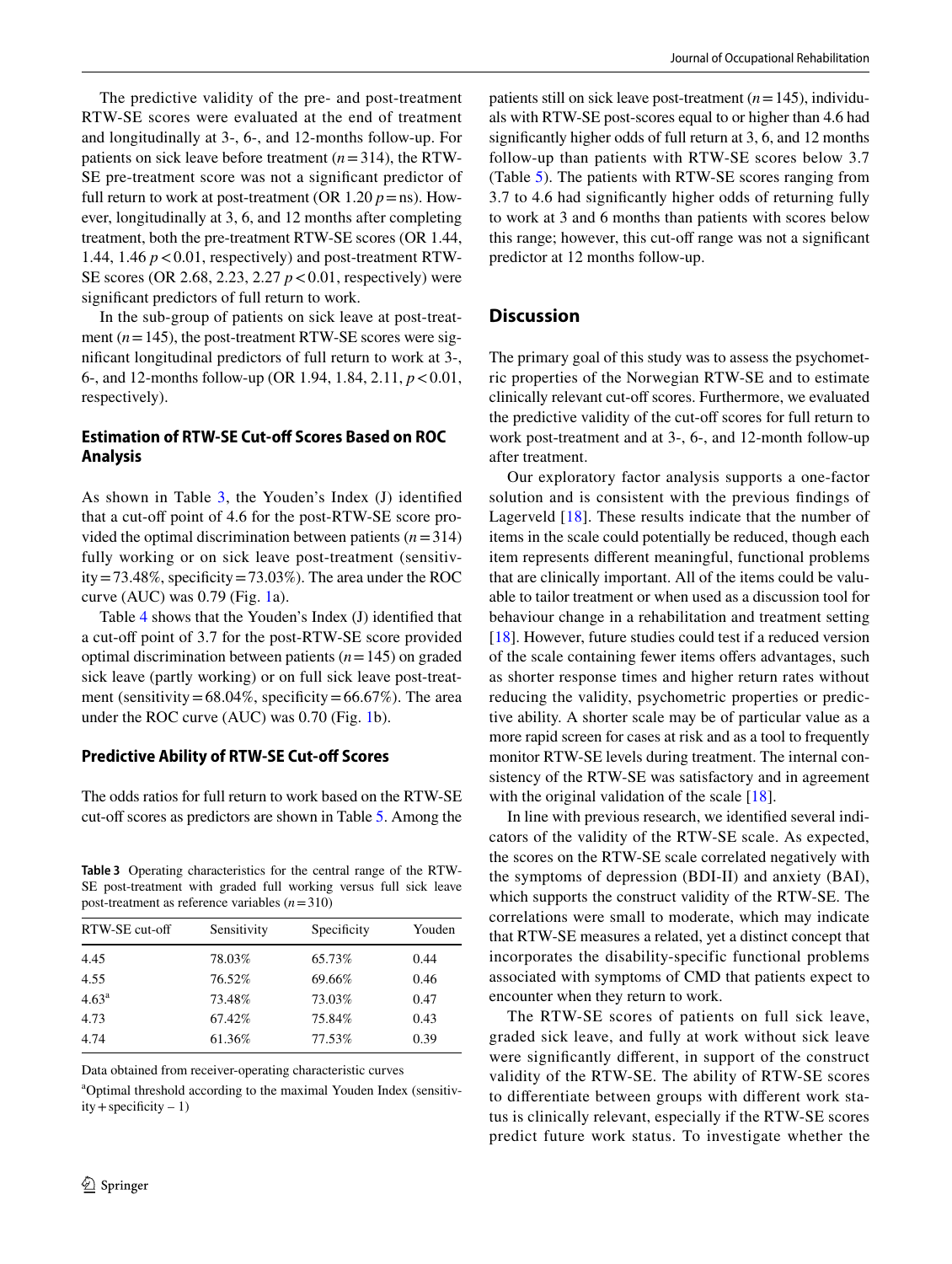The predictive validity of the pre- and post-treatment RTW-SE scores were evaluated at the end of treatment and longitudinally at 3-, 6-, and 12-months follow-up. For patients on sick leave before treatment ($n = 314$), the RTW-SE pre-treatment score was not a significant predictor of full return to work at post-treatment (OR 1.20 $p$ = ns). However, longitudinally at 3, 6, and 12 months after completing treatment, both the pre-treatment RTW-SE scores (OR 1.44, 1.44, 1.46 $p < 0.01$, respectively) and post-treatment RTW-SE scores (OR 2.68, 2.23, 2.27 $p < 0.01$, respectively) were significant predictors of full return to work.

In the sub-group of patients on sick leave at post-treatment ($n = 145$), the post-treatment RTW-SE scores were significant longitudinal predictors of full return to work at 3-, 6-, and 12-months follow-up (OR 1.94, 1.84, 2.11, $p < 0.01$, respectively).

### Estimation of RTW-SE Cut-off Scores Based on ROC Analysis

As shown in Table 3, the Youden's Index (J) identified that a cut-off point of 4.6 for the post-RTW-SE score provided the optimal discrimination between patients ($n = 314$) fully working or on sick leave post-treatment (sensitivity = 73.48%, specificity = 73.03%). The area under the ROC curve (AUC) was 0.79 (Fig. 1a).

Table 4 shows that the Youden's Index (J) identified that a cut-off point of 3.7 for the post-RTW-SE score provided optimal discrimination between patients ($n = 145$) on graded sick leave (partly working) or on full sick leave post-treatment (sensitivity = 68.04%, specificity = 66.67%). The area under the ROC curve (AUC) was 0.70 (Fig. 1b).

### Predictive Ability of RTW-SE Cut-off Scores

The odds ratios for full return to work based on the RTW-SE cut-off scores as predictors are shown in Table 5. Among the patients still on sick leave post-treatment ($n = 145$), individuals with RTW-SE post-scores equal to or higher than 4.6 had significantly higher odds of full return at 3, 6, and 12 months follow-up than patients with RTW-SE scores below 3.7 (Table 5). The patients with RTW-SE scores ranging from 3.7 to 4.6 had significantly higher odds of returning fully to work at 3 and 6 months than patients with scores below this range; however, this cut-off range was not a significant predictor at 12 months follow-up.

**Table 3** Operating characteristics for the central range of the RTW-SE post-treatment with graded full working versus full sick leave post-treatment as reference variables ($n = 310$)

| RTW-SE cut-off | Sensitivity | Specificity | Youden |
|---|---|---|---|
| 4.45 | 78.03% | 65.73% | 0.44 |
| 4.55 | 76.52% | 69.66% | 0.46 |
| 4.63[a] | 73.48% | 73.03% | 0.47 |
| 4.73 | 67.42% | 75.84% | 0.43 |
| 4.74 | 61.36% | 77.53% | 0.39 |

Data obtained from receiver-operating characteristic curves

[a]Optimal threshold according to the maximal Youden Index (sensitivity + specificity – 1)

## Discussion

The primary goal of this study was to assess the psychometric properties of the Norwegian RTW-SE and to estimate clinically relevant cut-off scores. Furthermore, we evaluated the predictive validity of the cut-off scores for full return to work post-treatment and at 3-, 6-, and 12-month follow-up after treatment.

Our exploratory factor analysis supports a one-factor solution and is consistent with the previous findings of Lagerveld [18]. These results indicate that the number of items in the scale could potentially be reduced, though each item represents different meaningful, functional problems that are clinically important. All of the items could be valuable to tailor treatment or when used as a discussion tool for behaviour change in a rehabilitation and treatment setting [18]. However, future studies could test if a reduced version of the scale containing fewer items offers advantages, such as shorter response times and higher return rates without reducing the validity, psychometric properties or predictive ability. A shorter scale may be of particular value as a more rapid screen for cases at risk and as a tool to frequently monitor RTW-SE levels during treatment. The internal consistency of the RTW-SE was satisfactory and in agreement with the original validation of the scale [18].

In line with previous research, we identified several indicators of the validity of the RTW-SE scale. As expected, the scores on the RTW-SE scale correlated negatively with the symptoms of depression (BDI-II) and anxiety (BAI), which supports the construct validity of the RTW-SE. The correlations were small to moderate, which may indicate that RTW-SE measures a related, yet a distinct concept that incorporates the disability-specific functional problems associated with symptoms of CMD that patients expect to encounter when they return to work.

The RTW-SE scores of patients on full sick leave, graded sick leave, and fully at work without sick leave were significantly different, in support of the construct validity of the RTW-SE. The ability of RTW-SE scores to differentiate between groups with different work status is clinically relevant, especially if the RTW-SE scores predict future work status. To investigate whether the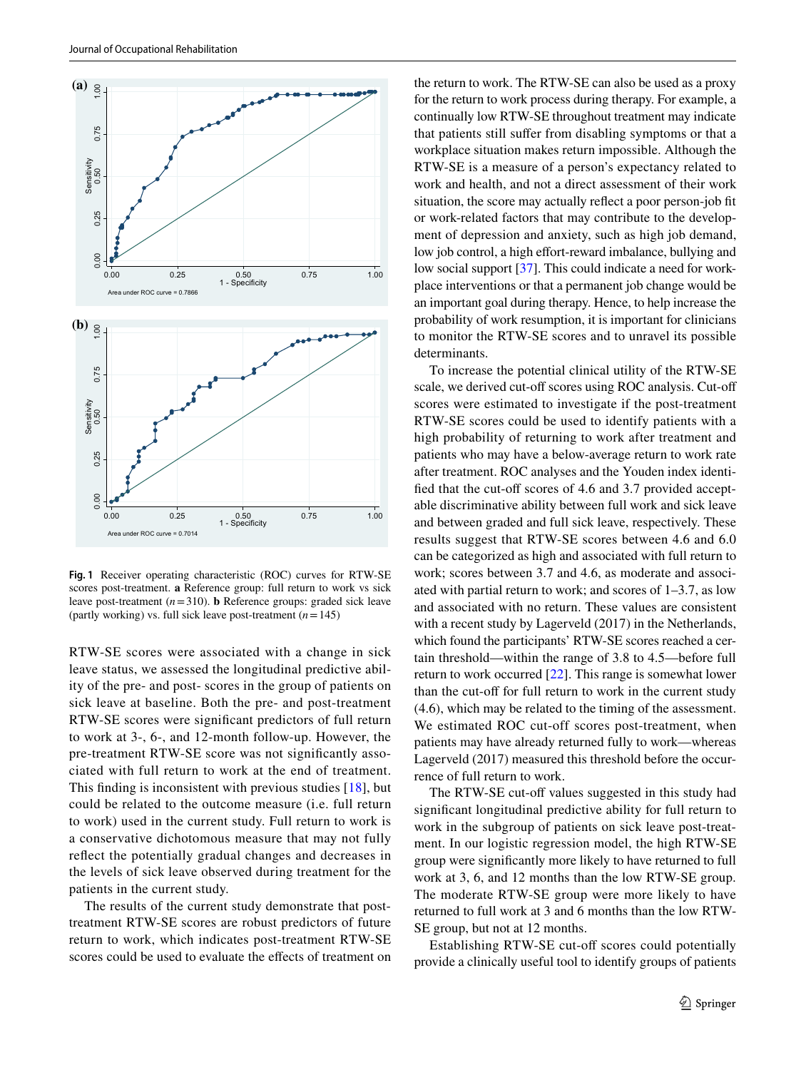**Fig. 1** Receiver operating characteristic (ROC) curves for RTW-SE scores post-treatment. **a** Reference group: full return to work vs sick leave post-treatment ($n = 310$). **b** Reference groups: graded sick leave (partly working) vs. full sick leave post-treatment ($n = 145$)

RTW-SE scores were associated with a change in sick leave status, we assessed the longitudinal predictive ability of the pre- and post- scores in the group of patients on sick leave at baseline. Both the pre- and post-treatment RTW-SE scores were significant predictors of full return to work at 3-, 6-, and 12-month follow-up. However, the pre-treatment RTW-SE score was not significantly associated with full return to work at the end of treatment. This finding is inconsistent with previous studies [18], but could be related to the outcome measure (i.e. full return to work) used in the current study. Full return to work is a conservative dichotomous measure that may not fully reflect the potentially gradual changes and decreases in the levels of sick leave observed during treatment for the patients in the current study.

The results of the current study demonstrate that post-treatment RTW-SE scores are robust predictors of future return to work, which indicates post-treatment RTW-SE scores could be used to evaluate the effects of treatment on the return to work. The RTW-SE can also be used as a proxy for the return to work process during therapy. For example, a continually low RTW-SE throughout treatment may indicate that patients still suffer from disabling symptoms or that a workplace situation makes return impossible. Although the RTW-SE is a measure of a person's expectancy related to work and health, and not a direct assessment of their work situation, the score may actually reflect a poor person-job fit or work-related factors that may contribute to the development of depression and anxiety, such as high job demand, low job control, a high effort-reward imbalance, bullying and low social support [37]. This could indicate a need for workplace interventions or that a permanent job change would be an important goal during therapy. Hence, to help increase the probability of work resumption, it is important for clinicians to monitor the RTW-SE scores and to unravel its possible determinants.

To increase the potential clinical utility of the RTW-SE scale, we derived cut-off scores using ROC analysis. Cut-off scores were estimated to investigate if the post-treatment RTW-SE scores could be used to identify patients with a high probability of returning to work after treatment and patients who may have a below-average return to work rate after treatment. ROC analyses and the Youden index identified that the cut-off scores of 4.6 and 3.7 provided acceptable discriminative ability between full work and sick leave and between graded and full sick leave, respectively. These results suggest that RTW-SE scores between 4.6 and 6.0 can be categorized as high and associated with full return to work; scores between 3.7 and 4.6, as moderate and associated with partial return to work; and scores of 1–3.7, as low and associated with no return. These values are consistent with a recent study by Lagerveld (2017) in the Netherlands, which found the participants' RTW-SE scores reached a certain threshold—within the range of 3.8 to 4.5—before full return to work occurred [22]. This range is somewhat lower than the cut-off for full return to work in the current study (4.6), which may be related to the timing of the assessment. We estimated ROC cut-off scores post-treatment, when patients may have already returned fully to work—whereas Lagerveld (2017) measured this threshold before the occurrence of full return to work.

The RTW-SE cut-off values suggested in this study had significant longitudinal predictive ability for full return to work in the subgroup of patients on sick leave post-treatment. In our logistic regression model, the high RTW-SE group were significantly more likely to have returned to full work at 3, 6, and 12 months than the low RTW-SE group. The moderate RTW-SE group were more likely to have returned to full work at 3 and 6 months than the low RTW-SE group, but not at 12 months.

Establishing RTW-SE cut-off scores could potentially provide a clinically useful tool to identify groups of patients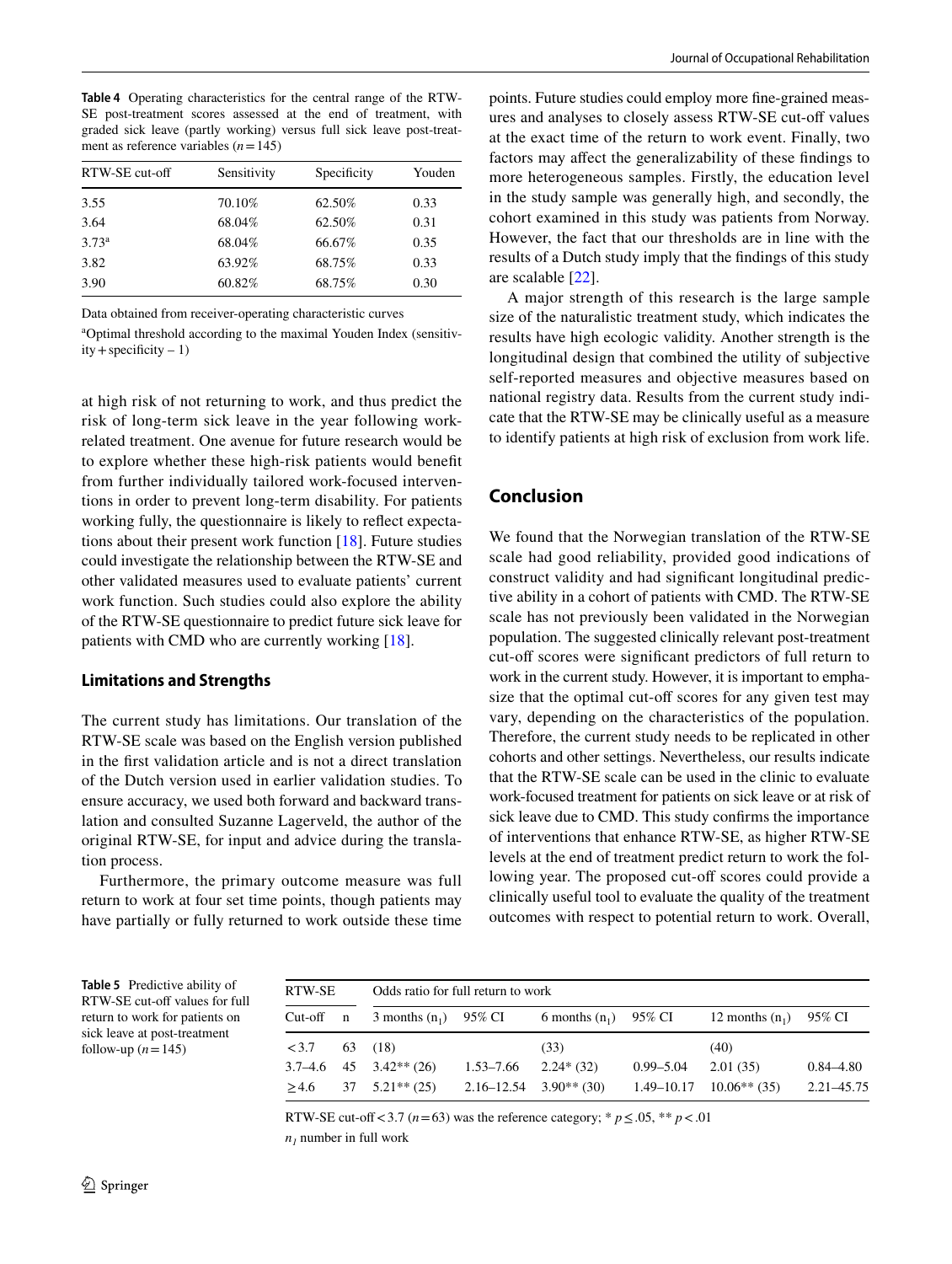**Table 4** Operating characteristics for the central range of the RTW-SE post-treatment scores assessed at the end of treatment, with graded sick leave (partly working) versus full sick leave post-treatment as reference variables ($n = 145$)

| RTW-SE cut-off | Sensitivity | Specificity | Youden |
|---|---|---|---|
| 3.55 | 70.10% | 62.50% | 0.33 |
| 3.64 | 68.04% | 62.50% | 0.31 |
| 3.73[a] | 68.04% | 66.67% | 0.35 |
| 3.82 | 63.92% | 68.75% | 0.33 |
| 3.90 | 60.82% | 68.75% | 0.30 |

Data obtained from receiver-operating characteristic curves

[a]Optimal threshold according to the maximal Youden Index (sensitivity + specificity – 1)

at high risk of not returning to work, and thus predict the risk of long-term sick leave in the year following work-related treatment. One avenue for future research would be to explore whether these high-risk patients would benefit from further individually tailored work-focused interventions in order to prevent long-term disability. For patients working fully, the questionnaire is likely to reflect expectations about their present work function [18]. Future studies could investigate the relationship between the RTW-SE and other validated measures used to evaluate patients' current work function. Such studies could also explore the ability of the RTW-SE questionnaire to predict future sick leave for patients with CMD who are currently working [18].

### Limitations and Strengths

The current study has limitations. Our translation of the RTW-SE scale was based on the English version published in the first validation article and is not a direct translation of the Dutch version used in earlier validation studies. To ensure accuracy, we used both forward and backward translation and consulted Suzanne Lagerveld, the author of the original RTW-SE, for input and advice during the translation process.

Furthermore, the primary outcome measure was full return to work at four set time points, though patients may have partially or fully returned to work outside these time points. Future studies could employ more fine-grained measures and analyses to closely assess RTW-SE cut-off values at the exact time of the return to work event. Finally, two factors may affect the generalizability of these findings to more heterogeneous samples. Firstly, the education level in the study sample was generally high, and secondly, the cohort examined in this study was patients from Norway. However, the fact that our thresholds are in line with the results of a Dutch study imply that the findings of this study are scalable [22].

A major strength of this research is the large sample size of the naturalistic treatment study, which indicates the results have high ecologic validity. Another strength is the longitudinal design that combined the utility of subjective self-reported measures and objective measures based on national registry data. Results from the current study indicate that the RTW-SE may be clinically useful as a measure to identify patients at high risk of exclusion from work life.

## Conclusion

We found that the Norwegian translation of the RTW-SE scale had good reliability, provided good indications of construct validity and had significant longitudinal predictive ability in a cohort of patients with CMD. The RTW-SE scale has not previously been validated in the Norwegian population. The suggested clinically relevant post-treatment cut-off scores were significant predictors of full return to work in the current study. However, it is important to emphasize that the optimal cut-off scores for any given test may vary, depending on the characteristics of the population. Therefore, the current study needs to be replicated in other cohorts and other settings. Nevertheless, our results indicate that the RTW-SE scale can be used in the clinic to evaluate work-focused treatment for patients on sick leave or at risk of sick leave due to CMD. This study confirms the importance of interventions that enhance RTW-SE, as higher RTW-SE levels at the end of treatment predict return to work the following year. The proposed cut-off scores could provide a clinically useful tool to evaluate the quality of the treatment outcomes with respect to potential return to work. Overall,

**Table 5** Predictive ability of RTW-SE cut-off values for full return to work for patients on sick leave at post-treatment follow-up ($n = 145$)

| RTW-SE | | Odds ratio for full return to work | | | | | |
|---|---|---|---|---|---|---|---|
| Cut-off | n | 3 months ($n_1$) | 95% CI | 6 months ($n_1$) | 95% CI | 12 months ($n_1$) | 95% CI |
| < 3.7 | 63 | (18) | | (33) | | (40) | |
| 3.7–4.6 | 45 | 3.42** (26) | 1.53–7.66 | 2.24* (32) | 0.99–5.04 | 2.01 (35) | 0.84–4.80 |
| ≥ 4.6 | 37 | 5.21** (25) | 2.16–12.54 | 3.90** (30) | 1.49–10.17 | 10.06** (35) | 2.21–45.75 |

RTW-SE cut-off < 3.7 ($n = 63$) was the reference category; * $p \leq .05$, ** $p < .01$

$n_1$ number in full work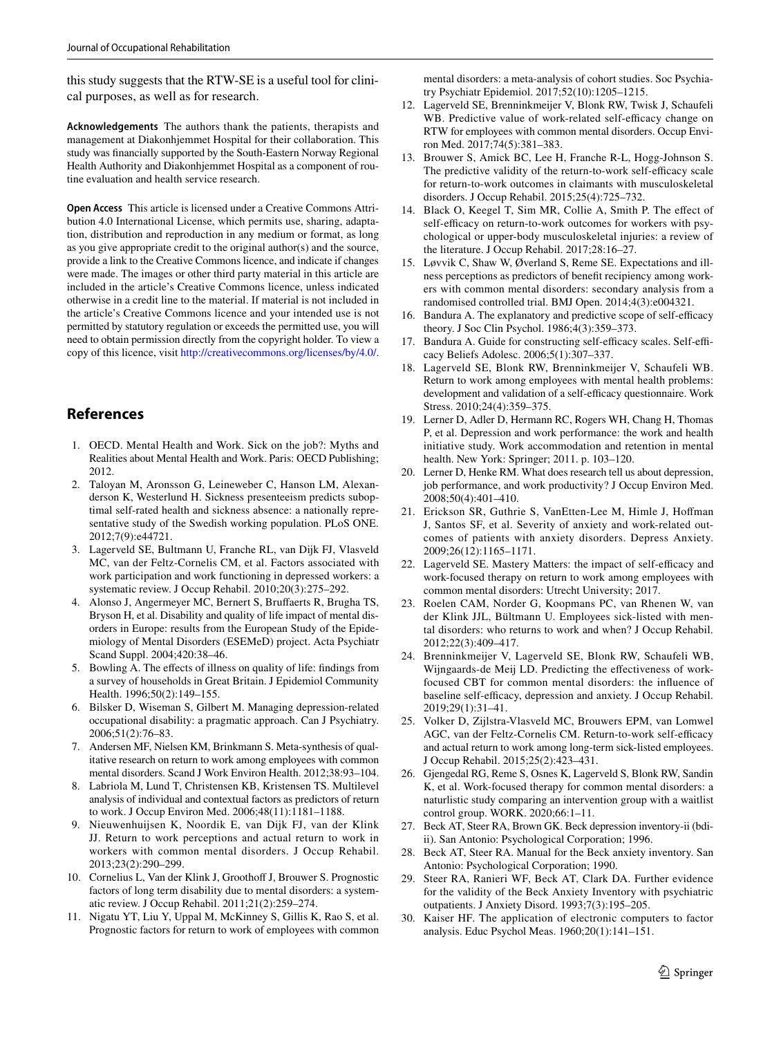this study suggests that the RTW-SE is a useful tool for clinical purposes, as well as for research.

**Acknowledgements** The authors thank the patients, therapists and management at Diakonhjemmet Hospital for their collaboration. This study was financially supported by the South-Eastern Norway Regional Health Authority and Diakonhjemmet Hospital as a component of routine evaluation and health service research.

**Open Access** This article is licensed under a Creative Commons Attribution 4.0 International License, which permits use, sharing, adaptation, distribution and reproduction in any medium or format, as long as you give appropriate credit to the original author(s) and the source, provide a link to the Creative Commons licence, and indicate if changes were made. The images or other third party material in this article are included in the article's Creative Commons licence, unless indicated otherwise in a credit line to the material. If material is not included in the article's Creative Commons licence and your intended use is not permitted by statutory regulation or exceeds the permitted use, you will need to obtain permission directly from the copyright holder. To view a copy of this licence, visit http://creativecommons.org/licenses/by/4.0/.

## References

1. OECD. Mental Health and Work. Sick on the job?: Myths and Realities about Mental Health and Work. Paris: OECD Publishing; 2012.
2. Taloyan M, Aronsson G, Leineweber C, Hanson LM, Alexanderson K, Westerlund H. Sickness presenteeism predicts suboptimal self-rated health and sickness absence: a nationally representative study of the Swedish working population. PLoS ONE. 2012;7(9):e44721.
3. Lagerveld SE, Bultmann U, Franche RL, van Dijk FJ, Vlasveld MC, van der Feltz-Cornelis CM, et al. Factors associated with work participation and work functioning in depressed workers: a systematic review. J Occup Rehabil. 2010;20(3):275–292.
4. Alonso J, Angermeyer MC, Bernert S, Bruffaerts R, Brugha TS, Bryson H, et al. Disability and quality of life impact of mental disorders in Europe: results from the European Study of the Epidemiology of Mental Disorders (ESEMeD) project. Acta Psychiatr Scand Suppl. 2004;420:38–46.
5. Bowling A. The effects of illness on quality of life: findings from a survey of households in Great Britain. J Epidemiol Community Health. 1996;50(2):149–155.
6. Bilsker D, Wiseman S, Gilbert M. Managing depression-related occupational disability: a pragmatic approach. Can J Psychiatry. 2006;51(2):76–83.
7. Andersen MF, Nielsen KM, Brinkmann S. Meta-synthesis of qualitative research on return to work among employees with common mental disorders. Scand J Work Environ Health. 2012;38:93–104.
8. Labriola M, Lund T, Christensen KB, Kristensen TS. Multilevel analysis of individual and contextual factors as predictors of return to work. J Occup Environ Med. 2006;48(11):1181–1188.
9. Nieuwenhuijsen K, Noordik E, van Dijk FJ, van der Klink JJ. Return to work perceptions and actual return to work in workers with common mental disorders. J Occup Rehabil. 2013;23(2):290–299.
10. Cornelius L, Van der Klink J, Groothoff J, Brouwer S. Prognostic factors of long term disability due to mental disorders: a systematic review. J Occup Rehabil. 2011;21(2):259–274.
11. Nigatu YT, Liu Y, Uppal M, McKinney S, Gillis K, Rao S, et al. Prognostic factors for return to work of employees with common mental disorders: a meta-analysis of cohort studies. Soc Psychiatry Psychiatr Epidemiol. 2017;52(10):1205–1215.
12. Lagerveld SE, Brenninkmeijer V, Blonk RW, Twisk J, Schaufeli WB. Predictive value of work-related self-efficacy change on RTW for employees with common mental disorders. Occup Environ Med. 2017;74(5):381–383.
13. Brouwer S, Amick BC, Lee H, Franche R-L, Hogg-Johnson S. The predictive validity of the return-to-work self-efficacy scale for return-to-work outcomes in claimants with musculoskeletal disorders. J Occup Rehabil. 2015;25(4):725–732.
14. Black O, Keegel T, Sim MR, Collie A, Smith P. The effect of self-efficacy on return-to-work outcomes for workers with psychological or upper-body musculoskeletal injuries: a review of the literature. J Occup Rehabil. 2017;28:16–27.
15. Løvvik C, Shaw W, Øverland S, Reme SE. Expectations and illness perceptions as predictors of benefit recipiency among workers with common mental disorders: secondary analysis from a randomised controlled trial. BMJ Open. 2014;4(3):e004321.
16. Bandura A. The explanatory and predictive scope of self-efficacy theory. J Soc Clin Psychol. 1986;4(3):359–373.
17. Bandura A. Guide for constructing self-efficacy scales. Self-efficacy Beliefs Adolesc. 2006;5(1):307–337.
18. Lagerveld SE, Blonk RW, Brenninkmeijer V, Schaufeli WB. Return to work among employees with mental health problems: development and validation of a self-efficacy questionnaire. Work Stress. 2010;24(4):359–375.
19. Lerner D, Adler D, Hermann RC, Rogers WH, Chang H, Thomas P, et al. Depression and work performance: the work and health initiative study. Work accommodation and retention in mental health. New York: Springer; 2011. p. 103–120.
20. Lerner D, Henke RM. What does research tell us about depression, job performance, and work productivity? J Occup Environ Med. 2008;50(4):401–410.
21. Erickson SR, Guthrie S, VanEtten-Lee M, Himle J, Hoffman J, Santos SF, et al. Severity of anxiety and work-related outcomes of patients with anxiety disorders. Depress Anxiety. 2009;26(12):1165–1171.
22. Lagerveld SE. Mastery Matters: the impact of self-efficacy and work-focused therapy on return to work among employees with common mental disorders: Utrecht University; 2017.
23. Roelen CAM, Norder G, Koopmans PC, van Rhenen W, van der Klink JJL, Bültmann U. Employees sick-listed with mental disorders: who returns to work and when? J Occup Rehabil. 2012;22(3):409–417.
24. Brenninkmeijer V, Lagerveld SE, Blonk RW, Schaufeli WB, Wijngaards-de Meij LD. Predicting the effectiveness of work-focused CBT for common mental disorders: the influence of baseline self-efficacy, depression and anxiety. J Occup Rehabil. 2019;29(1):31–41.
25. Volker D, Zijlstra-Vlasveld MC, Brouwers EPM, van Lomwel AGC, van der Feltz-Cornelis CM. Return-to-work self-efficacy and actual return to work among long-term sick-listed employees. J Occup Rehabil. 2015;25(2):423–431.
26. Gjengedal RG, Reme S, Osnes K, Lagerveld S, Blonk RW, Sandin K, et al. Work-focused therapy for common mental disorders: a naturlistic study comparing an intervention group with a waitlist control group. WORK. 2020;66:1–11.
27. Beck AT, Steer RA, Brown GK. Beck depression inventory-ii (bdi-ii). San Antonio: Psychological Corporation; 1996.
28. Beck AT, Steer RA. Manual for the Beck anxiety inventory. San Antonio: Psychological Corporation; 1990.
29. Steer RA, Ranieri WF, Beck AT, Clark DA. Further evidence for the validity of the Beck Anxiety Inventory with psychiatric outpatients. J Anxiety Disord. 1993;7(3):195–205.
30. Kaiser HF. The application of electronic computers to factor analysis. Educ Psychol Meas. 1960;20(1):141–151.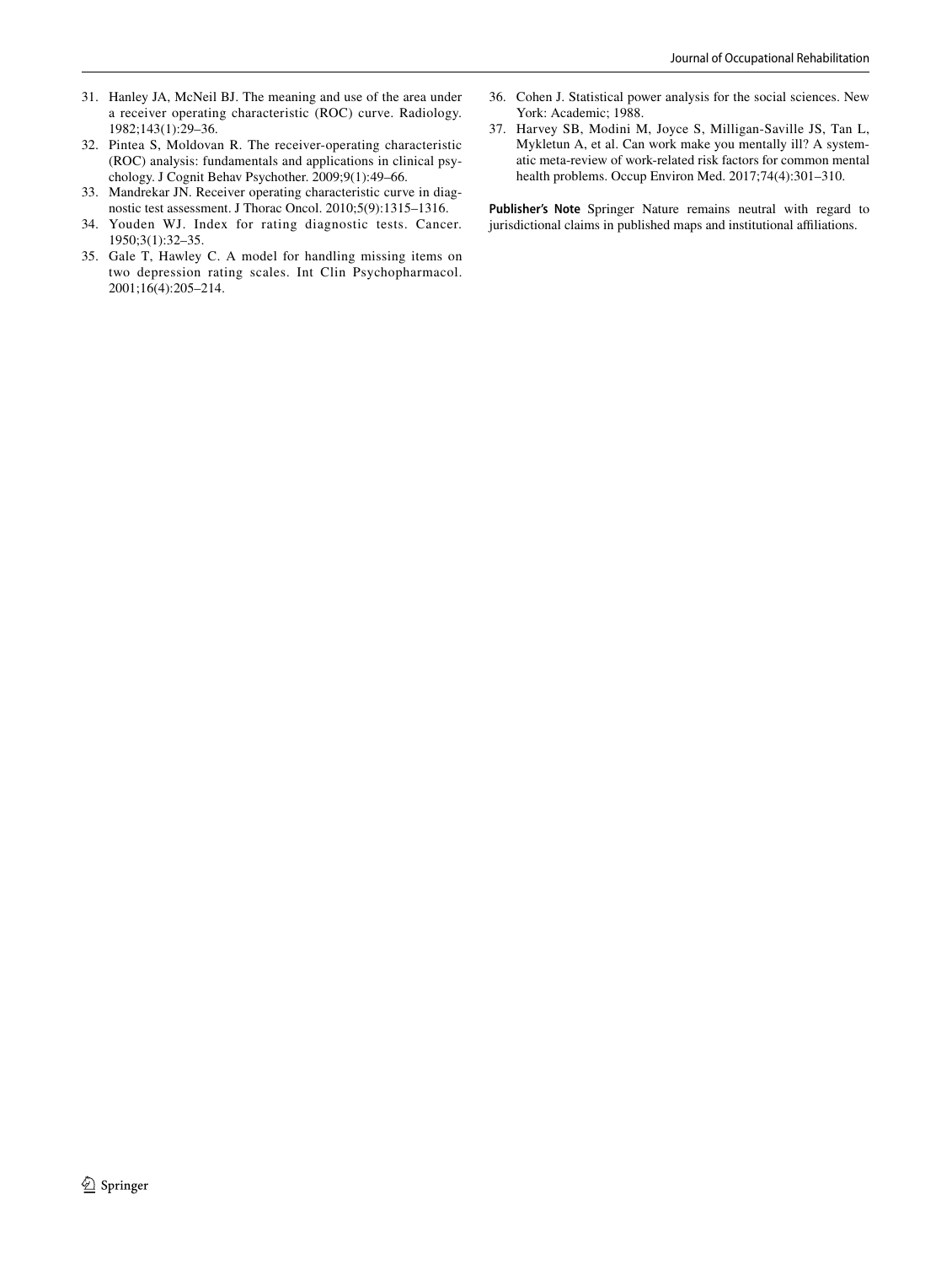31. Hanley JA, McNeil BJ. The meaning and use of the area under a receiver operating characteristic (ROC) curve. Radiology. 1982;143(1):29–36.
32. Pintea S, Moldovan R. The receiver-operating characteristic (ROC) analysis: fundamentals and applications in clinical psychology. J Cognit Behav Psychother. 2009;9(1):49–66.
33. Mandrekar JN. Receiver operating characteristic curve in diagnostic test assessment. J Thorac Oncol. 2010;5(9):1315–1316.
34. Youden WJ. Index for rating diagnostic tests. Cancer. 1950;3(1):32–35.
35. Gale T, Hawley C. A model for handling missing items on two depression rating scales. Int Clin Psychopharmacol. 2001;16(4):205–214.
36. Cohen J. Statistical power analysis for the social sciences. New York: Academic; 1988.
37. Harvey SB, Modini M, Joyce S, Milligan-Saville JS, Tan L, Mykletun A, et al. Can work make you mentally ill? A systematic meta-review of work-related risk factors for common mental health problems. Occup Environ Med. 2017;74(4):301–310.

**Publisher's Note** Springer Nature remains neutral with regard to jurisdictional claims in published maps and institutional affiliations.